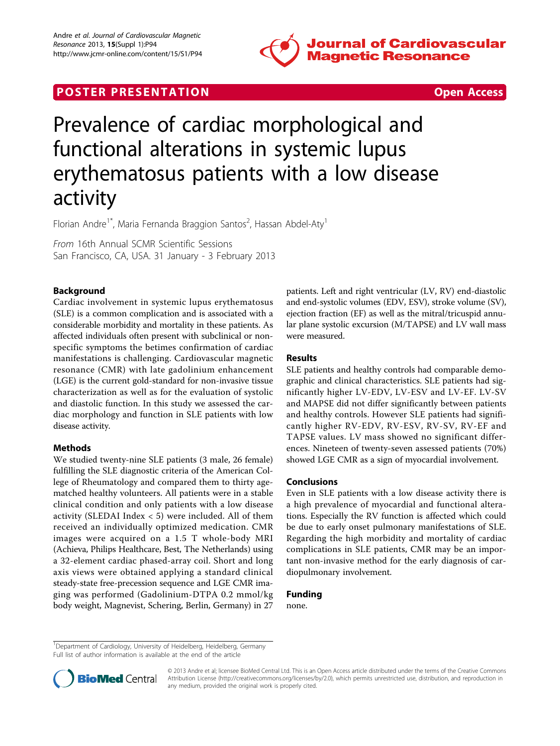POSTER PRESENTATION Open Access

# Prevalence of cardiac morphological and functional alterations in systemic lupus erythematosus patients with a low disease activity

Florian Andre[1*], Maria Fernanda Braggion Santos[2], Hassan Abdel-Aty[1]

*From* 16th Annual SCMR Scientific Sessions
San Francisco, CA, USA. 31 January - 3 February 2013

## Background

Cardiac involvement in systemic lupus erythematosus (SLE) is a common complication and is associated with a considerable morbidity and mortality in these patients. As affected individuals often present with subclinical or non-specific symptoms the betimes confirmation of cardiac manifestations is challenging. Cardiovascular magnetic resonance (CMR) with late gadolinium enhancement (LGE) is the current gold-standard for non-invasive tissue characterization as well as for the evaluation of systolic and diastolic function. In this study we assessed the cardiac morphology and function in SLE patients with low disease activity.

## Methods

We studied twenty-nine SLE patients (3 male, 26 female) fulfilling the SLE diagnostic criteria of the American College of Rheumatology and compared them to thirty age-matched healthy volunteers. All patients were in a stable clinical condition and only patients with a low disease activity (SLEDAI Index < 5) were included. All of them received an individually optimized medication. CMR images were acquired on a 1.5 T whole-body MRI (Achieva, Philips Healthcare, Best, The Netherlands) using a 32-element cardiac phased-array coil. Short and long axis views were obtained applying a standard clinical steady-state free-precession sequence and LGE CMR imaging was performed (Gadolinium-DTPA 0.2 mmol/kg body weight, Magnevist, Schering, Berlin, Germany) in 27 patients. Left and right ventricular (LV, RV) end-diastolic and end-systolic volumes (EDV, ESV), stroke volume (SV), ejection fraction (EF) as well as the mitral/tricuspid annular plane systolic excursion (M/TAPSE) and LV wall mass were measured.

## Results

SLE patients and healthy controls had comparable demographic and clinical characteristics. SLE patients had significantly higher LV-EDV, LV-ESV and LV-EF. LV-SV and MAPSE did not differ significantly between patients and healthy controls. However SLE patients had significantly higher RV-EDV, RV-ESV, RV-SV, RV-EF and TAPSE values. LV mass showed no significant differences. Nineteen of twenty-seven assessed patients (70%) showed LGE CMR as a sign of myocardial involvement.

## Conclusions

Even in SLE patients with a low disease activity there is a high prevalence of myocardial and functional alterations. Especially the RV function is affected which could be due to early onset pulmonary manifestations of SLE. Regarding the high morbidity and mortality of cardiac complications in SLE patients, CMR may be an important non-invasive method for the early diagnosis of cardiopulmonary involvement.

## Funding

none.

[1]Department of Cardiology, University of Heidelberg, Heidelberg, Germany
Full list of author information is available at the end of the article

© 2013 Andre et al; licensee BioMed Central Ltd. This is an Open Access article distributed under the terms of the Creative Commons Attribution License (http://creativecommons.org/licenses/by/2.0), which permits unrestricted use, distribution, and reproduction in any medium, provided the original work is properly cited.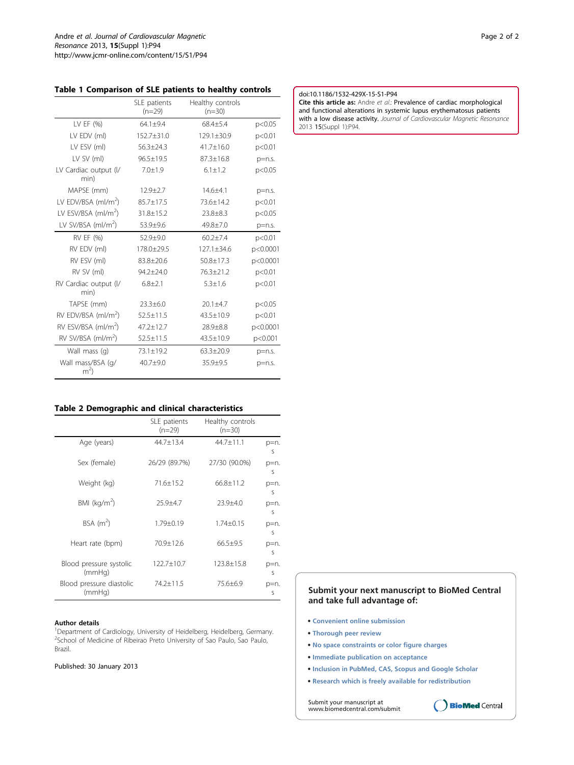**Table 1 Comparison of SLE patients to healthy controls**

| | SLE patients (n=29) | Healthy controls (n=30) | |
|---|---|---|---|
| LV EF (%) | 64.1±9.4 | 68.4±5.4 | p<0.05 |
| LV EDV (ml) | 152.7±31.0 | 129.1±30.9 | p<0.01 |
| LV ESV (ml) | 56.3±24.3 | 41.7±16.0 | p<0.01 |
| LV SV (ml) | 96.5±19.5 | 87.3±16.8 | p=n.s. |
| LV Cardiac output (l/min) | 7.0±1.9 | 6.1±1.2 | p<0.05 |
| MAPSE (mm) | 12.9±2.7 | 14.6±4.1 | p=n.s. |
| LV EDV/BSA (ml/$m^2$) | 85.7±17.5 | 73.6±14.2 | p<0.01 |
| LV ESV/BSA (ml/$m^2$) | 31.8±15.2 | 23.8±8.3 | p<0.05 |
| LV SV/BSA (ml/$m^2$) | 53.9±9.6 | 49.8±7.0 | p=n.s. |
| RV EF (%) | 52.9±9.0 | 60.2±7.4 | p<0.01 |
| RV EDV (ml) | 178.0±29.5 | 127.1±34.6 | p<0.0001 |
| RV ESV (ml) | 83.8±20.6 | 50.8±17.3 | p<0.0001 |
| RV SV (ml) | 94.2±24.0 | 76.3±21.2 | p<0.01 |
| RV Cardiac output (l/min) | 6.8±2.1 | 5.3±1.6 | p<0.01 |
| TAPSE (mm) | 23.3±6.0 | 20.1±4.7 | p<0.05 |
| RV EDV/BSA (ml/$m^2$) | 52.5±11.5 | 43.5±10.9 | p<0.01 |
| RV ESV/BSA (ml/$m^2$) | 47.2±12.7 | 28.9±8.8 | p<0.0001 |
| RV SV/BSA (ml/$m^2$) | 52.5±11.5 | 43.5±10.9 | p<0.001 |
| Wall mass (g) | 73.1±19.2 | 63.3±20.9 | p=n.s. |
| Wall mass/BSA (g/$m^2$) | 40.7±9.0 | 35.9±9.5 | p=n.s. |

**Table 2 Demographic and clinical characteristics**

| | SLE patients (n=29) | Healthy controls (n=30) | |
|---|---|---|---|
| Age (years) | 44.7±13.4 | 44.7±11.1 | p=n.s |
| Sex (female) | 26/29 (89.7%) | 27/30 (90.0%) | p=n.s |
| Weight (kg) | 71.6±15.2 | 66.8±11.2 | p=n.s |
| BMI (kg/$m^2$) | 25.9±4.7 | 23.9±4.0 | p=n.s |
| BSA ($m^2$) | 1.79±0.19 | 1.74±0.15 | p=n.s |
| Heart rate (bpm) | 70.9±12.6 | 66.5±9.5 | p=n.s |
| Blood pressure systolic (mmHg) | 122.7±10.7 | 123.8±15.8 | p=n.s |
| Blood pressure diastolic (mmHg) | 74.2±11.5 | 75.6±6.9 | p=n.s |

**Author details**

[1]Department of Cardiology, University of Heidelberg, Heidelberg, Germany. [2]School of Medicine of Ribeirao Preto University of Sao Paulo, Sao Paulo, Brazil.

Published: 30 January 2013

doi:10.1186/1532-429X-15-S1-P94

**Cite this article as:** Andre *et al.*: Prevalence of cardiac morphological and functional alterations in systemic lupus erythematosus patients with a low disease activity. *Journal of Cardiovascular Magnetic Resonance* 2013 **15**(Suppl 1):P94.

**Submit your next manuscript to BioMed Central and take full advantage of:**

- Convenient online submission
- Thorough peer review
- No space constraints or color figure charges
- Immediate publication on acceptance
- Inclusion in PubMed, CAS, Scopus and Google Scholar
- Research which is freely available for redistribution

Submit your manuscript at www.biomedcentral.com/submit

BioMed Central